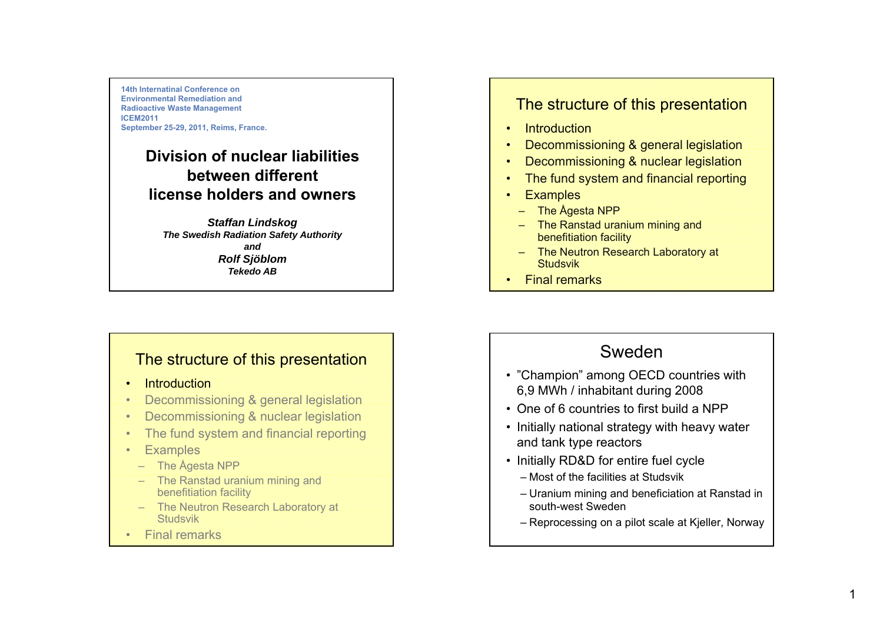14th Internatinal Conference on
Environmental Remediation and
Radioactive Waste Management
ICEM2011
September 25-29, 2011, Reims, France.

# Division of nuclear liabilities between different license holders and owners

***Staffan Lindskog***
***The Swedish Radiation Safety Authority***
***and***
***Rolf Sjöblom***
***Tekedo AB***

## The structure of this presentation

- Introduction
- Decommissioning & general legislation
- Decommissioning & nuclear legislation
- The fund system and financial reporting
- Examples
  - The Ågesta NPP
  - The Ranstad uranium mining and benefitiation facility
  - The Neutron Research Laboratory at Studsvik
- Final remarks

## The structure of this presentation

- Introduction
- Decommissioning & general legislation
- Decommissioning & nuclear legislation
- The fund system and financial reporting
- Examples
  - The Ågesta NPP
  - The Ranstad uranium mining and benefitiation facility
  - The Neutron Research Laboratory at Studsvik
- Final remarks

## Sweden

- ”Champion” among OECD countries with 6,9 MWh / inhabitant during 2008
- One of 6 countries to first build a NPP
- Initially national strategy with heavy water and tank type reactors
- Initially RD&D for entire fuel cycle
  - Most of the facilities at Studsvik
  - Uranium mining and beneficiation at Ranstad in south-west Sweden
  - Reprocessing on a pilot scale at Kjeller, Norway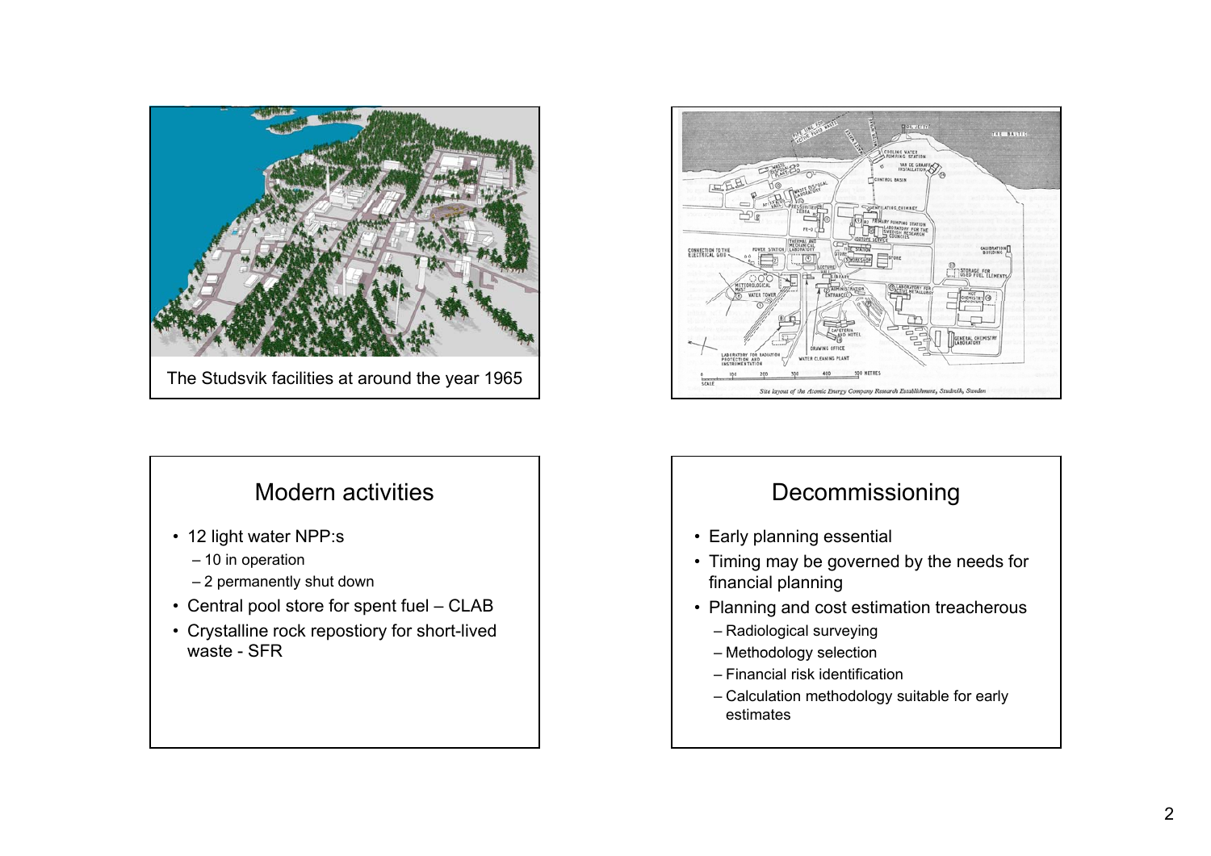The Studsvik facilities at around the year 1965

*Site layout of the Atomic Energy Company Research Establishment, Studsvik, Sweden*

## Modern activities

- 12 light water NPP:s
  - 10 in operation
  - 2 permanently shut down
- Central pool store for spent fuel – CLAB
- Crystalline rock repostiory for short-lived waste - SFR

## Decommissioning

- Early planning essential
- Timing may be governed by the needs for financial planning
- Planning and cost estimation treacherous
  - Radiological surveying
  - Methodology selection
  - Financial risk identification
  - Calculation methodology suitable for early estimates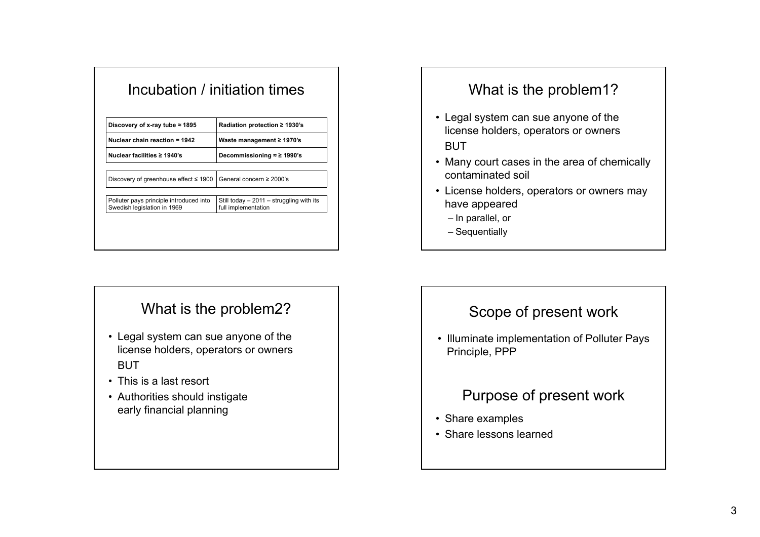## Incubation / initiation times

| Discovery of x-ray tube ≈ 1895 | Radiation protection ≥ 1930's |
|---|---|
| Nuclear chain reaction = 1942 | Waste management ≥ 1970's |
| Nuclear facilities ≥ 1940's | Decommissioning ≈ ≥ 1990's |

| Discovery of greenhouse effect ≤ 1900 | General concern ≥ 2000's |
|---|---|

| Polluter pays principle introduced into Swedish legislation in 1969 | Still today – 2011 – struggling with its full implementation |
|---|---|

## What is the problem1?

- Legal system can sue anyone of the license holders, operators or owners
  BUT
- Many court cases in the area of chemically contaminated soil
- License holders, operators or owners may have appeared
  - In parallel, or
  - Sequentially

## What is the problem2?

- Legal system can sue anyone of the license holders, operators or owners
  BUT
- This is a last resort
- Authorities should instigate early financial planning

## Scope of present work

- Illuminate implementation of Polluter Pays Principle, PPP

## Purpose of present work

- Share examples
- Share lessons learned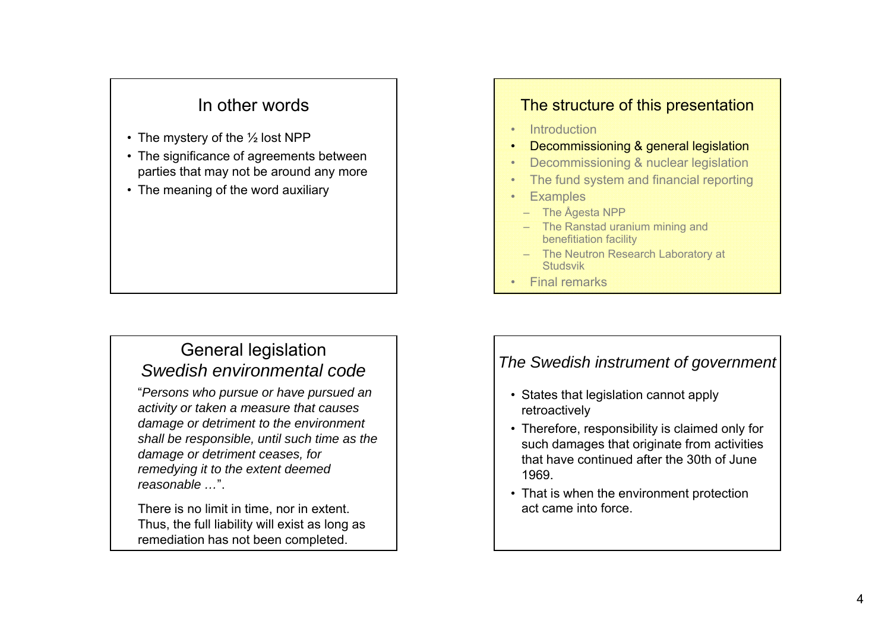## In other words

- The mystery of the ½ lost NPP
- The significance of agreements between parties that may not be around any more
- The meaning of the word auxiliary

## The structure of this presentation

- Introduction
- Decommissioning & general legislation
- Decommissioning & nuclear legislation
- The fund system and financial reporting
- Examples
  - The Ågesta NPP
  - The Ranstad uranium mining and benefitiation facility
  - The Neutron Research Laboratory at Studsvik
- Final remarks

## General legislation *Swedish environmental code*

"*Persons who pursue or have pursued an activity or taken a measure that causes damage or detriment to the environment shall be responsible, until such time as the damage or detriment ceases, for remedying it to the extent deemed reasonable …*".

There is no limit in time, nor in extent. Thus, the full liability will exist as long as remediation has not been completed.

## *The Swedish instrument of government*

- States that legislation cannot apply retroactively
- Therefore, responsibility is claimed only for such damages that originate from activities that have continued after the 30th of June 1969.
- That is when the environment protection act came into force.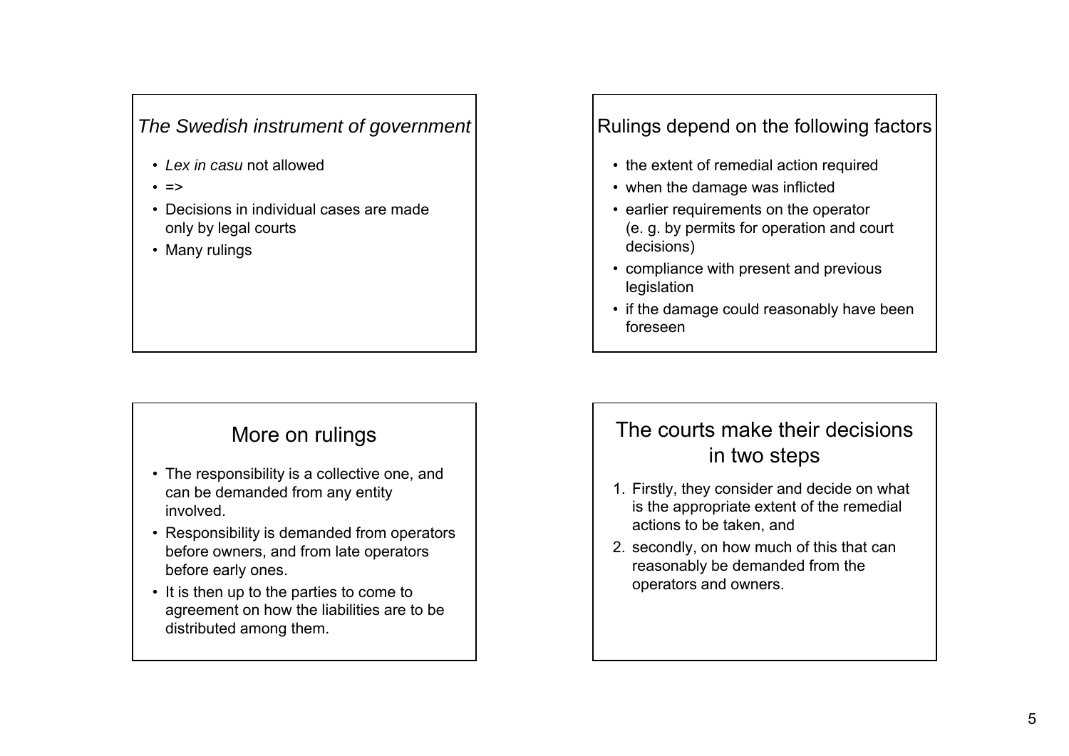## *The Swedish instrument of government*

- *Lex in casu* not allowed
- =>
- Decisions in individual cases are made only by legal courts
- Many rulings

## Rulings depend on the following factors

- the extent of remedial action required
- when the damage was inflicted
- earlier requirements on the operator (e. g. by permits for operation and court decisions)
- compliance with present and previous legislation
- if the damage could reasonably have been foreseen

## More on rulings

- The responsibility is a collective one, and can be demanded from any entity involved.
- Responsibility is demanded from operators before owners, and from late operators before early ones.
- It is then up to the parties to come to agreement on how the liabilities are to be distributed among them.

## The courts make their decisions in two steps

1. Firstly, they consider and decide on what is the appropriate extent of the remedial actions to be taken, and
2. secondly, on how much of this that can reasonably be demanded from the operators and owners.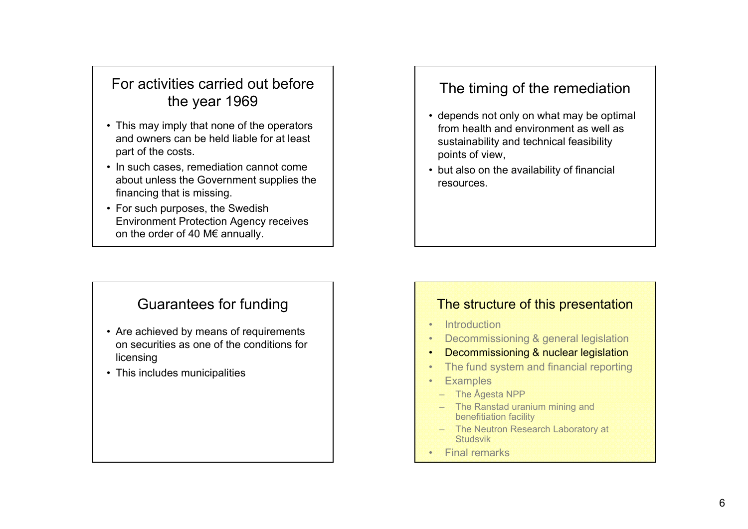## For activities carried out before the year 1969

- This may imply that none of the operators and owners can be held liable for at least part of the costs.
- In such cases, remediation cannot come about unless the Government supplies the financing that is missing.
- For such purposes, the Swedish Environment Protection Agency receives on the order of 40 M€ annually.

## The timing of the remediation

- depends not only on what may be optimal from health and environment as well as sustainability and technical feasibility points of view,
- but also on the availability of financial resources.

## Guarantees for funding

- Are achieved by means of requirements on securities as one of the conditions for licensing
- This includes municipalities

## The structure of this presentation

- Introduction
- Decommissioning & general legislation
- Decommissioning & nuclear legislation
- The fund system and financial reporting
- Examples
  - The Ågesta NPP
  - The Ranstad uranium mining and benefitiation facility
  - The Neutron Research Laboratory at Studsvik
- Final remarks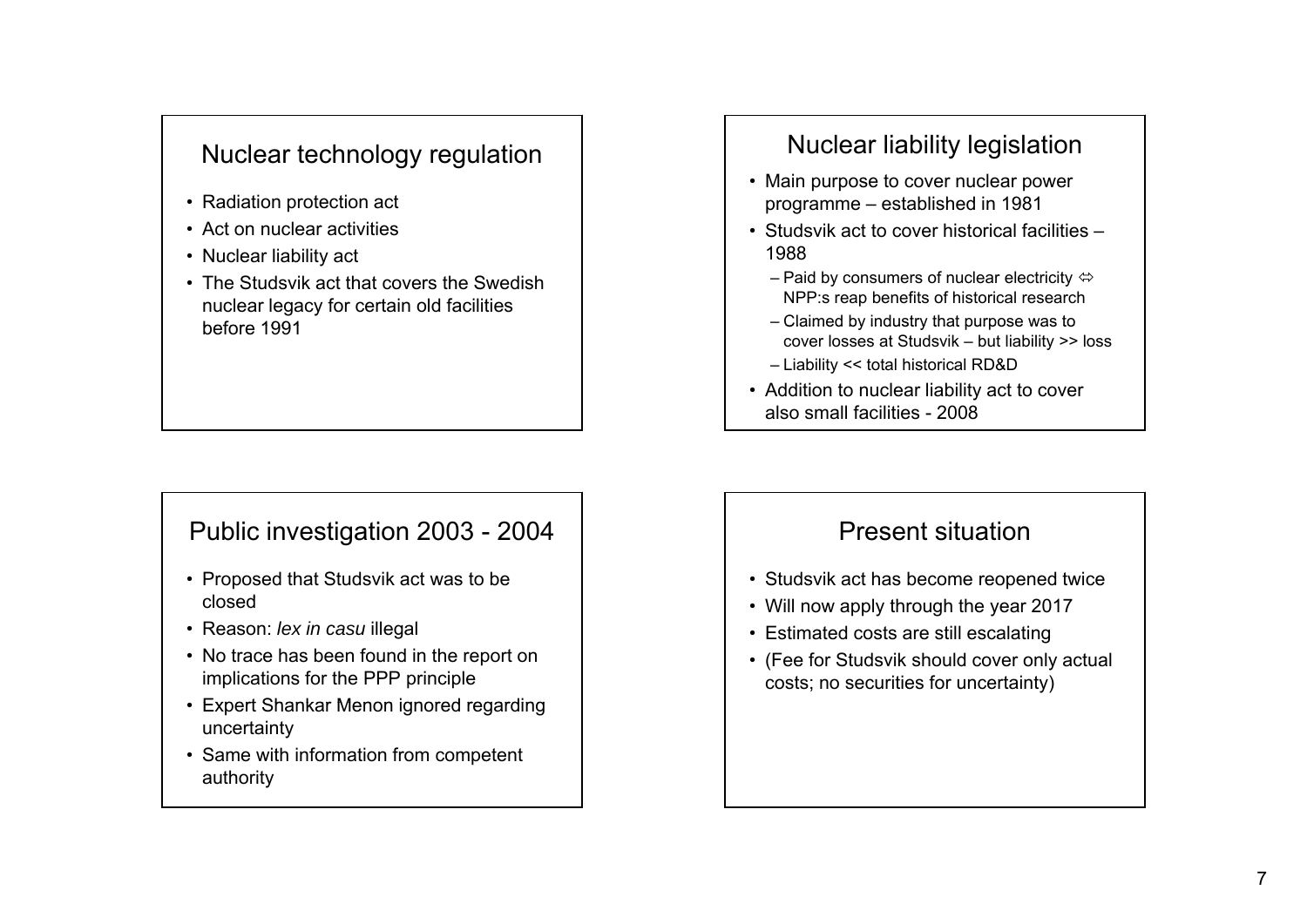## Nuclear technology regulation

- Radiation protection act
- Act on nuclear activities
- Nuclear liability act
- The Studsvik act that covers the Swedish nuclear legacy for certain old facilities before 1991

## Nuclear liability legislation

- Main purpose to cover nuclear power programme – established in 1981
- Studsvik act to cover historical facilities – 1988
  - Paid by consumers of nuclear electricity ⇔ NPP:s reap benefits of historical research
  - Claimed by industry that purpose was to cover losses at Studsvik – but liability >> loss
  - Liability << total historical RD&D
- Addition to nuclear liability act to cover also small facilities - 2008

## Public investigation 2003 - 2004

- Proposed that Studsvik act was to be closed
- Reason: *lex in casu* illegal
- No trace has been found in the report on implications for the PPP principle
- Expert Shankar Menon ignored regarding uncertainty
- Same with information from competent authority

## Present situation

- Studsvik act has become reopened twice
- Will now apply through the year 2017
- Estimated costs are still escalating
- (Fee for Studsvik should cover only actual costs; no securities for uncertainty)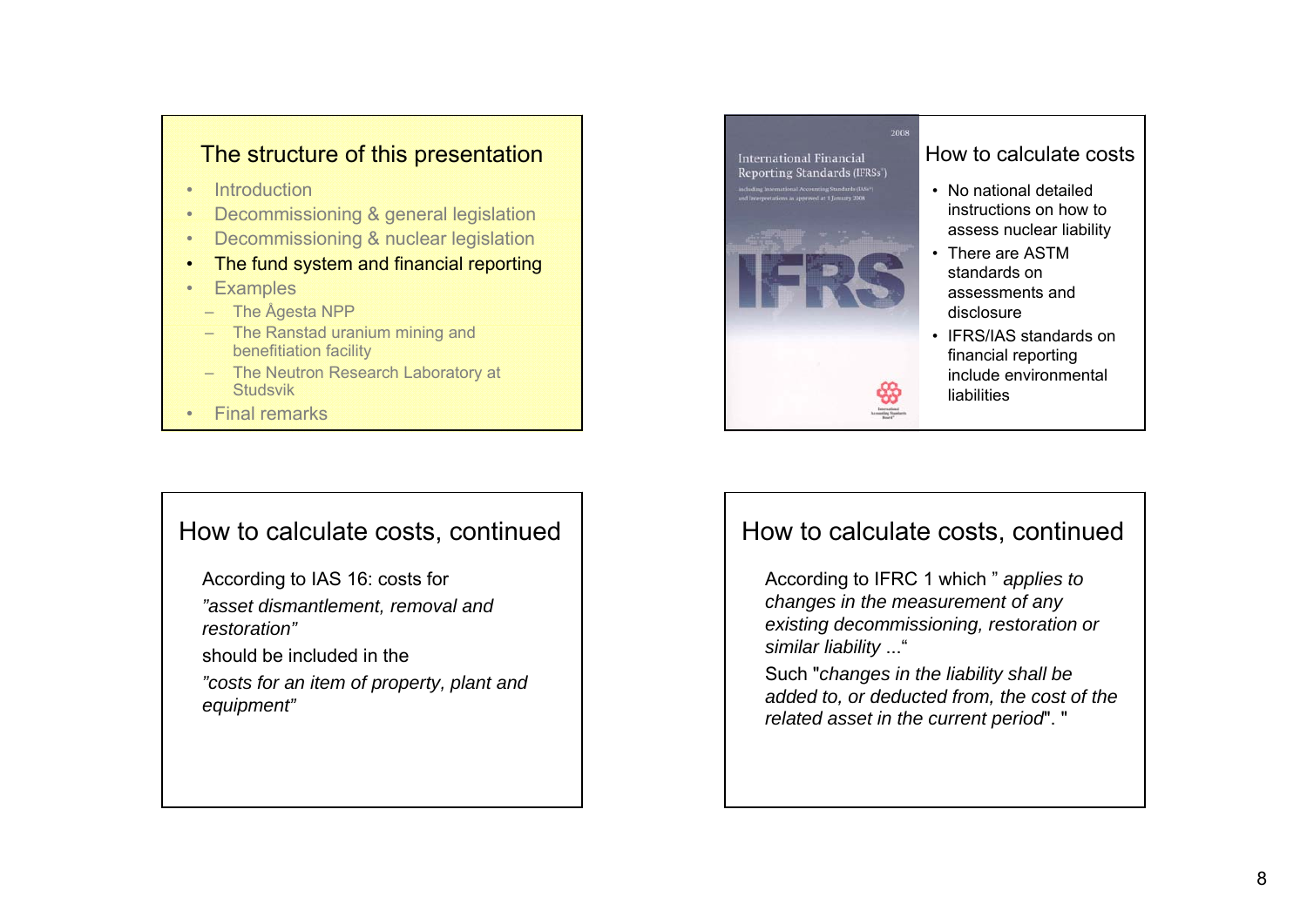## The structure of this presentation

- Introduction
- Decommissioning & general legislation
- Decommissioning & nuclear legislation
- The fund system and financial reporting
- Examples
  - The Ågesta NPP
  - The Ranstad uranium mining and benefitiation facility
  - The Neutron Research Laboratory at Studsvik
- Final remarks

## How to calculate costs

- No national detailed instructions on how to assess nuclear liability
- There are ASTM standards on assessments and disclosure
- IFRS/IAS standards on financial reporting include environmental liabilities

## How to calculate costs, continued

According to IAS 16: costs for

*"asset dismantlement, removal and restoration"*

should be included in the

*"costs for an item of property, plant and equipment"*

## How to calculate costs, continued

According to IFRC 1 which " *applies to changes in the measurement of any existing decommissioning, restoration or similar liability* ..."

Such "*changes in the liability shall be added to, or deducted from, the cost of the related asset in the current period*". "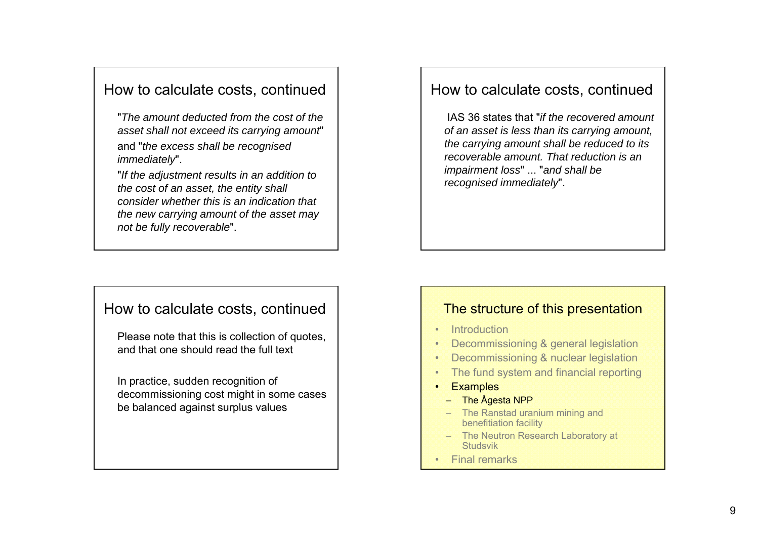## How to calculate costs, continued

"*The amount deducted from the cost of the asset shall not exceed its carrying amount*" and "*the excess shall be recognised immediately*".

"*If the adjustment results in an addition to the cost of an asset, the entity shall consider whether this is an indication that the new carrying amount of the asset may not be fully recoverable*".

## How to calculate costs, continued

IAS 36 states that "*if the recovered amount of an asset is less than its carrying amount, the carrying amount shall be reduced to its recoverable amount. That reduction is an impairment loss*" ... "*and shall be recognised immediately*".

## How to calculate costs, continued

Please note that this is collection of quotes, and that one should read the full text

In practice, sudden recognition of decommissioning cost might in some cases be balanced against surplus values

## The structure of this presentation

- Introduction
- Decommissioning & general legislation
- Decommissioning & nuclear legislation
- The fund system and financial reporting
- Examples
  - The Ågesta NPP
  - The Ranstad uranium mining and benefitiation facility
  - The Neutron Research Laboratory at Studsvik
- Final remarks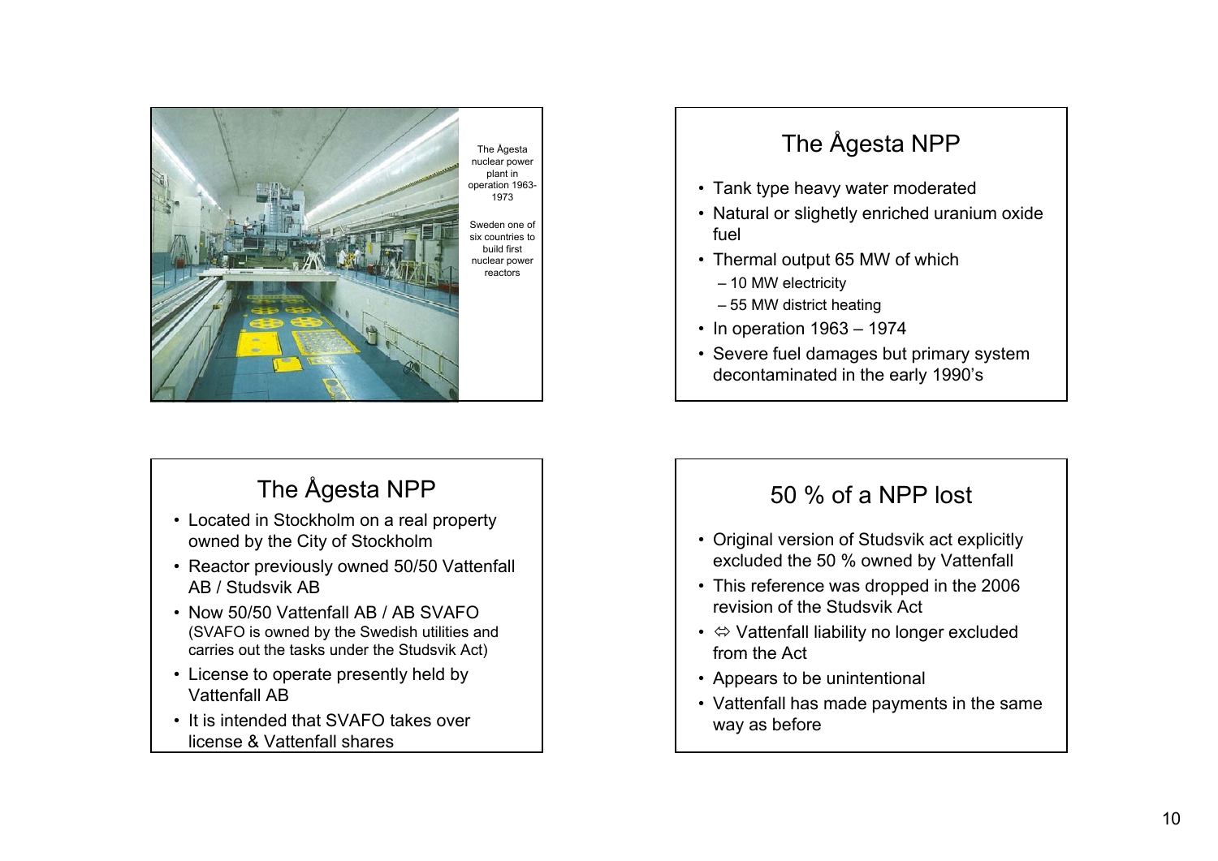The Ågesta nuclear power plant in operation 1963-1973

Sweden one of six countries to build first nuclear power reactors

## The Ågesta NPP

- Tank type heavy water moderated
- Natural or slighetly enriched uranium oxide fuel
- Thermal output 65 MW of which
  - 10 MW electricity
  - 55 MW district heating
- In operation 1963 – 1974
- Severe fuel damages but primary system decontaminated in the early 1990's

## The Ågesta NPP

- Located in Stockholm on a real property owned by the City of Stockholm
- Reactor previously owned 50/50 Vattenfall AB / Studsvik AB
- Now 50/50 Vattenfall AB / AB SVAFO (SVAFO is owned by the Swedish utilities and carries out the tasks under the Studsvik Act)
- License to operate presently held by Vattenfall AB
- It is intended that SVAFO takes over license & Vattenfall shares

## 50 % of a NPP lost

- Original version of Studsvik act explicitly excluded the 50 % owned by Vattenfall
- This reference was dropped in the 2006 revision of the Studsvik Act
- ⇔ Vattenfall liability no longer excluded from the Act
- Appears to be unintentional
- Vattenfall has made payments in the same way as before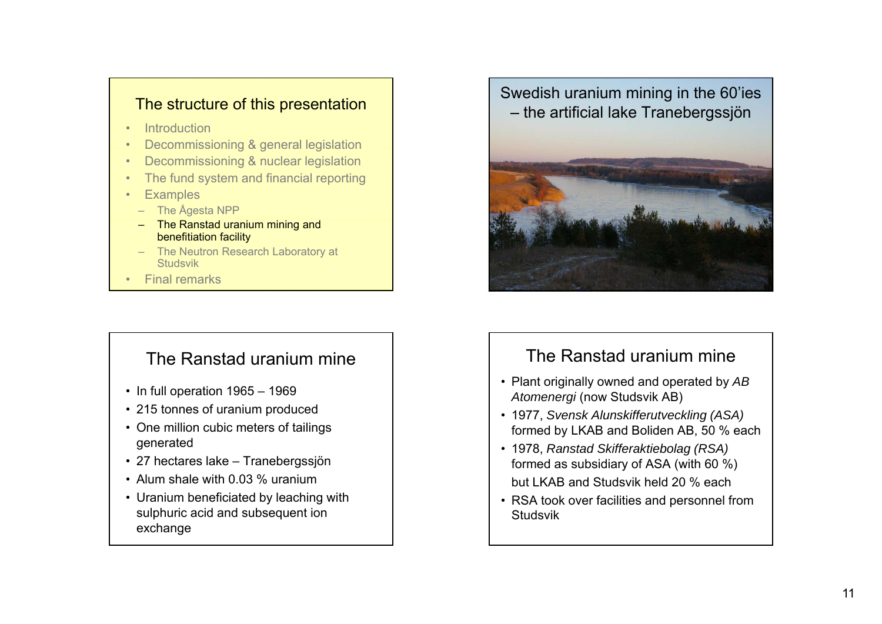## The structure of this presentation

- Introduction
- Decommissioning & general legislation
- Decommissioning & nuclear legislation
- The fund system and financial reporting
- Examples
  - The Ågesta NPP
  - The Ranstad uranium mining and benefitiation facility
  - The Neutron Research Laboratory at Studsvik
- Final remarks

## Swedish uranium mining in the 60'ies – the artificial lake Tranebergssjön

## The Ranstad uranium mine

- In full operation 1965 – 1969
- 215 tonnes of uranium produced
- One million cubic meters of tailings generated
- 27 hectares lake – Tranebergssjön
- Alum shale with 0.03 % uranium
- Uranium beneficiated by leaching with sulphuric acid and subsequent ion exchange

## The Ranstad uranium mine

- Plant originally owned and operated by *AB Atomenergi* (now Studsvik AB)
- 1977, *Svensk Alunskifferutveckling (ASA)* formed by LKAB and Boliden AB, 50 % each
- 1978, *Ranstad Skifferaktiebolag (RSA)* formed as subsidiary of ASA (with 60 %) but LKAB and Studsvik held 20 % each
- RSA took over facilities and personnel from Studsvik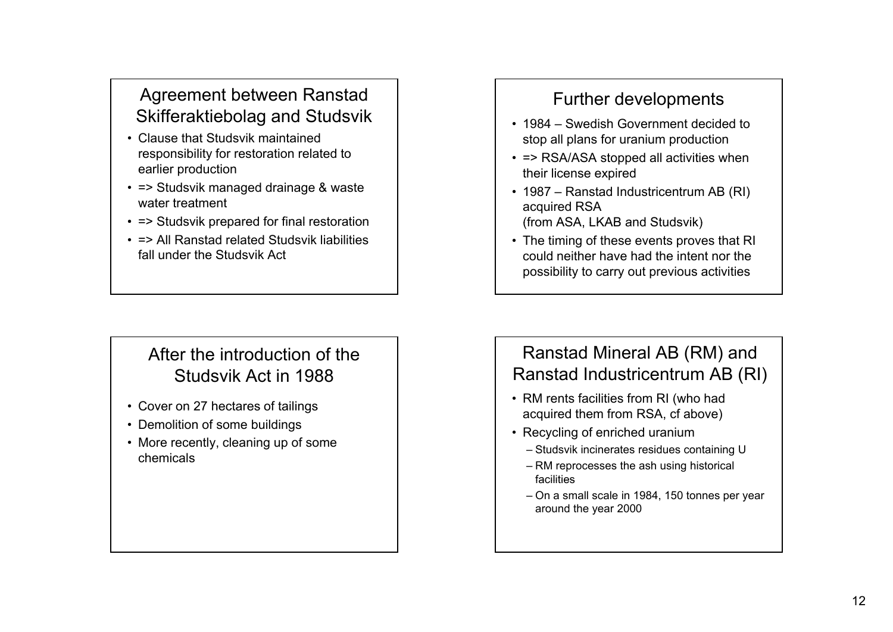## Agreement between Ranstad Skifferaktiebolag and Studsvik

- Clause that Studsvik maintained responsibility for restoration related to earlier production
- => Studsvik managed drainage & waste water treatment
- => Studsvik prepared for final restoration
- => All Ranstad related Studsvik liabilities fall under the Studsvik Act

## Further developments

- 1984 – Swedish Government decided to stop all plans for uranium production
- => RSA/ASA stopped all activities when their license expired
- 1987 – Ranstad Industricentrum AB (RI) acquired RSA
  (from ASA, LKAB and Studsvik)
- The timing of these events proves that RI could neither have had the intent nor the possibility to carry out previous activities

## After the introduction of the Studsvik Act in 1988

- Cover on 27 hectares of tailings
- Demolition of some buildings
- More recently, cleaning up of some chemicals

## Ranstad Mineral AB (RM) and Ranstad Industricentrum AB (RI)

- RM rents facilities from RI (who had acquired them from RSA, cf above)
- Recycling of enriched uranium
  - Studsvik incinerates residues containing U
  - RM reprocesses the ash using historical facilities
  - On a small scale in 1984, 150 tonnes per year around the year 2000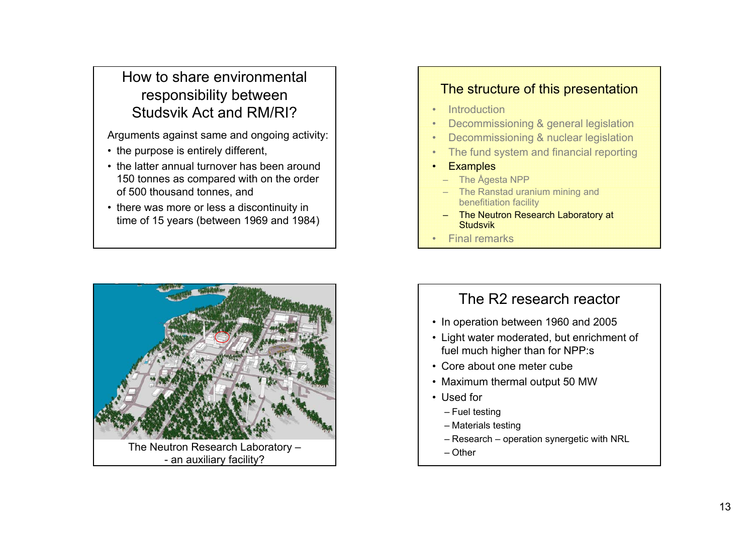## How to share environmental responsibility between Studsvik Act and RM/RI?

Arguments against same and ongoing activity:

- the purpose is entirely different,
- the latter annual turnover has been around 150 tonnes as compared with on the order of 500 thousand tonnes, and
- there was more or less a discontinuity in time of 15 years (between 1969 and 1984)

## The structure of this presentation

- Introduction
- Decommissioning & general legislation
- Decommissioning & nuclear legislation
- The fund system and financial reporting
- Examples
  - The Ågesta NPP
  - The Ranstad uranium mining and benefitiation facility
  - The Neutron Research Laboratory at Studsvik
- Final remarks

The Neutron Research Laboratory –
- an auxiliary facility?

## The R2 research reactor

- In operation between 1960 and 2005
- Light water moderated, but enrichment of fuel much higher than for NPP:s
- Core about one meter cube
- Maximum thermal output 50 MW
- Used for
  - Fuel testing
  - Materials testing
  - Research – operation synergetic with NRL
  - Other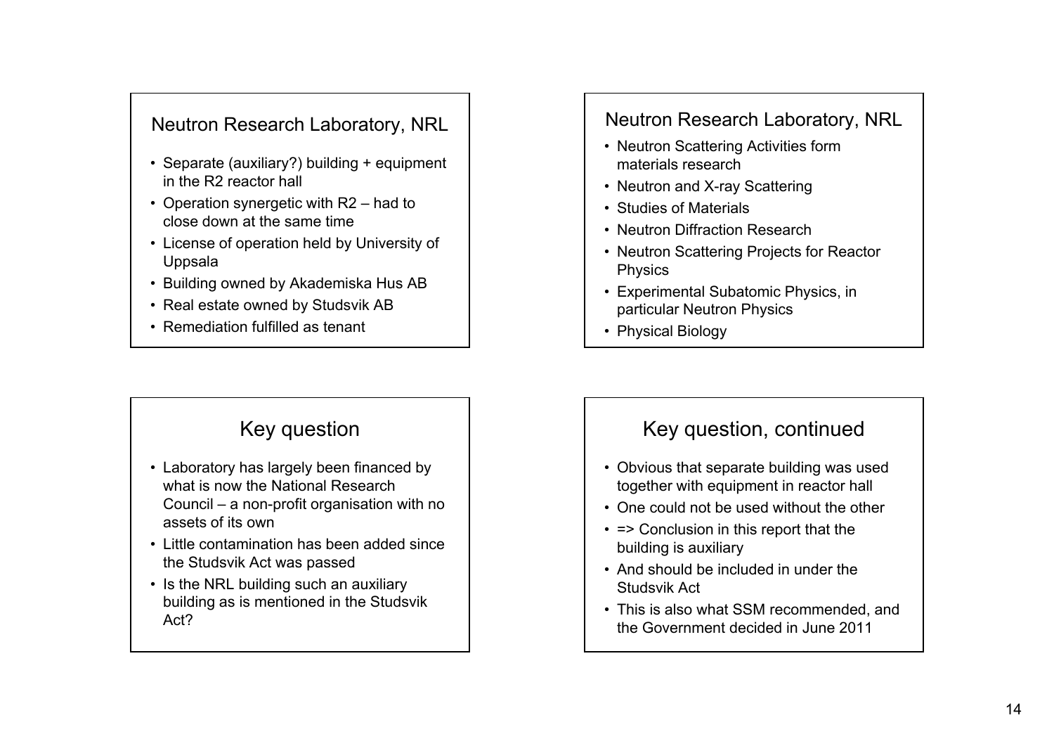## Neutron Research Laboratory, NRL

- Separate (auxiliary?) building + equipment in the R2 reactor hall
- Operation synergetic with R2 – had to close down at the same time
- License of operation held by University of Uppsala
- Building owned by Akademiska Hus AB
- Real estate owned by Studsvik AB
- Remediation fulfilled as tenant

## Neutron Research Laboratory, NRL

- Neutron Scattering Activities form materials research
- Neutron and X-ray Scattering
- Studies of Materials
- Neutron Diffraction Research
- Neutron Scattering Projects for Reactor Physics
- Experimental Subatomic Physics, in particular Neutron Physics
- Physical Biology

## Key question

- Laboratory has largely been financed by what is now the National Research Council – a non-profit organisation with no assets of its own
- Little contamination has been added since the Studsvik Act was passed
- Is the NRL building such an auxiliary building as is mentioned in the Studsvik Act?

## Key question, continued

- Obvious that separate building was used together with equipment in reactor hall
- One could not be used without the other
- => Conclusion in this report that the building is auxiliary
- And should be included in under the Studsvik Act
- This is also what SSM recommended, and the Government decided in June 2011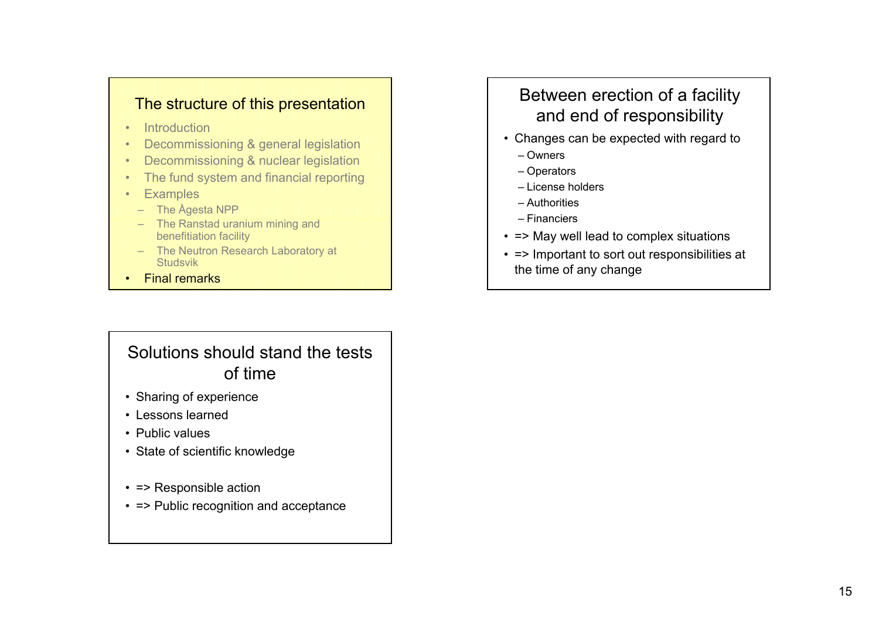## The structure of this presentation

- Introduction
- Decommissioning & general legislation
- Decommissioning & nuclear legislation
- The fund system and financial reporting
- Examples
  - The Ågesta NPP
  - The Ranstad uranium mining and benefitiation facility
  - The Neutron Research Laboratory at Studsvik
- Final remarks

## Between erection of a facility and end of responsibility

- Changes can be expected with regard to
  - Owners
  - Operators
  - License holders
  - Authorities
  - Financiers
- => May well lead to complex situations
- => Important to sort out responsibilities at the time of any change

## Solutions should stand the tests of time

- Sharing of experience
- Lessons learned
- Public values
- State of scientific knowledge

- => Responsible action
- => Public recognition and acceptance